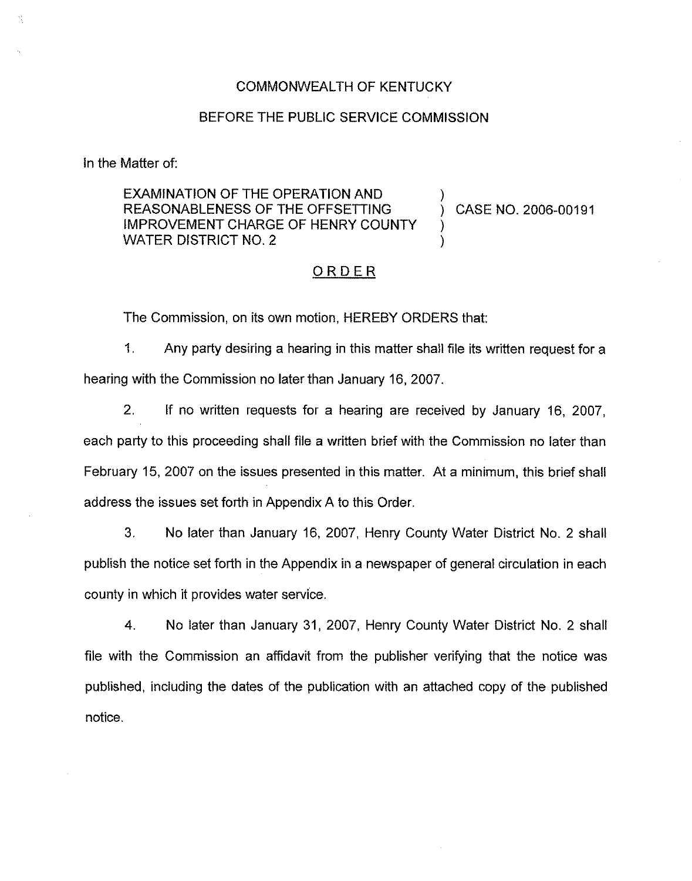COMMONWEALTH OF KENTUCKY

BEFORE THE PUBLIC SERVICE COMMISSION

In the Matter of:

EXAMINATION OF THE OPERATION AND REASONABLENESS OF THE OFFSETTING IMPROVEMENT CHARGE OF HENRY COUNTY WATER DISTRICT NO. 2 ) CASE NO. 2006-00191

## ORDER

The Commission, on its own motion, HEREBY ORDERS that:

1. Any party desiring a hearing in this matter shall file its written request for a hearing with the Commission no later than January 16, 2007.

2. If no written requests for a hearing are received by January 16, 2007, each party to this proceeding shall file a written brief with the Commission no later than February 15, 2007 on the issues presented in this matter. At a minimum, this brief shall address the issues set forth in Appendix A to this Order.

3. No later than January 16, 2007, Henry County Water District No. 2 shall publish the notice set forth in the Appendix in a newspaper of general circulation in each county in which it provides water service.

4. No later than January 31, 2007, Henry County Water District No. 2 shall file with the Commission an affidavit from the publisher verifying that the notice was published, including the dates of the publication with an attached copy of the published notice.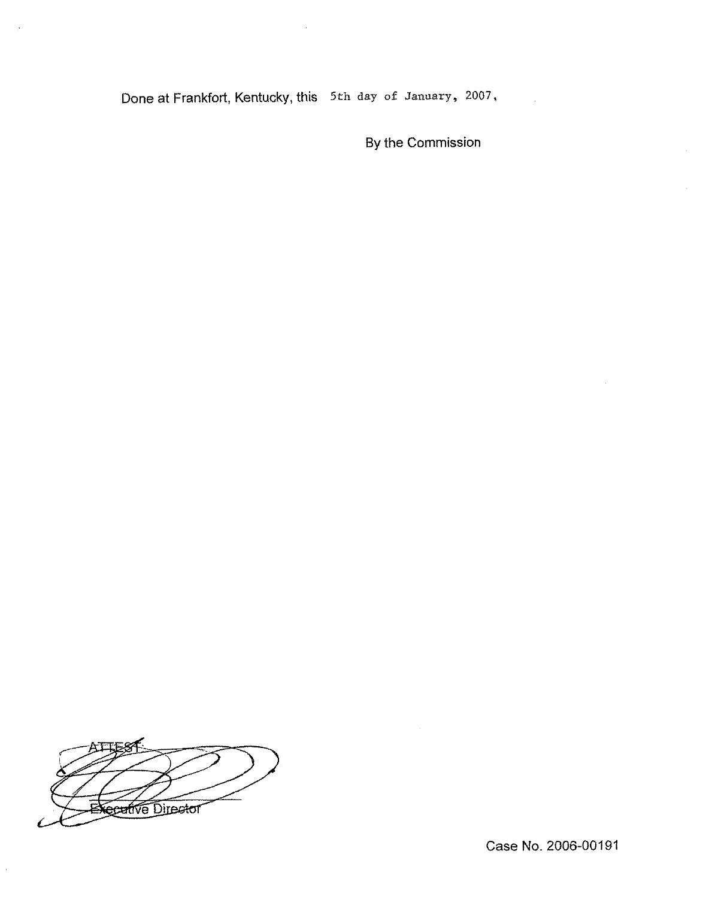Done at Frankfort, Kentucky, this 5th day of January, 2007,

By the Commission

ATTEST:

Executive Director

Case No. 2006-00191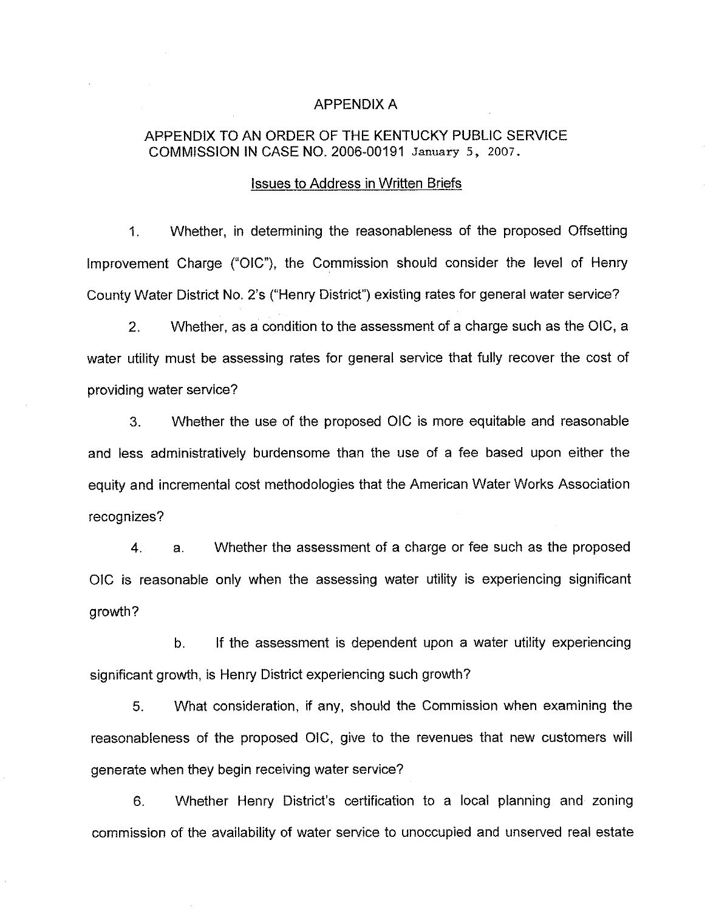# APPENDIX A

## APPENDIX TO AN ORDER OF THE KENTUCKY PUBLIC SERVICE COMMISSION IN CASE NO. 2006-00191 January 5, 2007.

Issues to Address in Written Briefs

1. Whether, in determining the reasonableness of the proposed Offsetting Improvement Charge ("OIC"), the Commission should consider the level of Henry County Water District No. 2's ("Henry District") existing rates for general water service?

2. Whether, as a condition to the assessment of a charge such as the OIC, a water utility must be assessing rates for general service that fully recover the cost of providing water service?

3. Whether the use of the proposed OIC is more equitable and reasonable and less administratively burdensome than the use of a fee based upon either the equity and incremental cost methodologies that the American Water Works Association recognizes?

4. a. Whether the assessment of a charge or fee such as the proposed OIC is reasonable only when the assessing water utility is experiencing significant growth?

   b. If the assessment is dependent upon a water utility experiencing significant growth, is Henry District experiencing such growth?

5. What consideration, if any, should the Commission when examining the reasonableness of the proposed OIC, give to the revenues that new customers will generate when they begin receiving water service?

6. Whether Henry District's certification to a local planning and zoning commission of the availability of water service to unoccupied and unserved real estate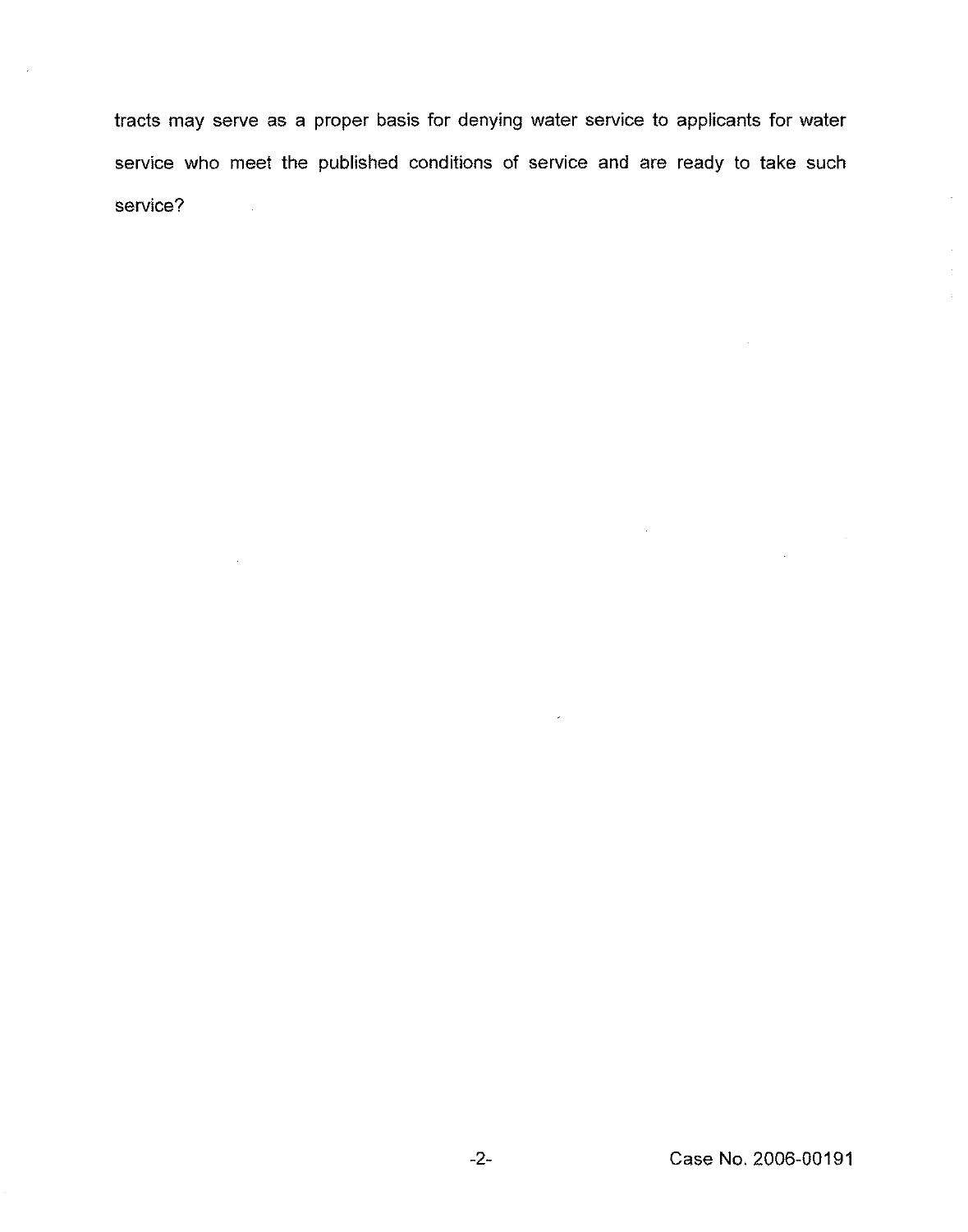tracts may serve as a proper basis for denying water service to applicants for water service who meet the published conditions of service and are ready to take such service?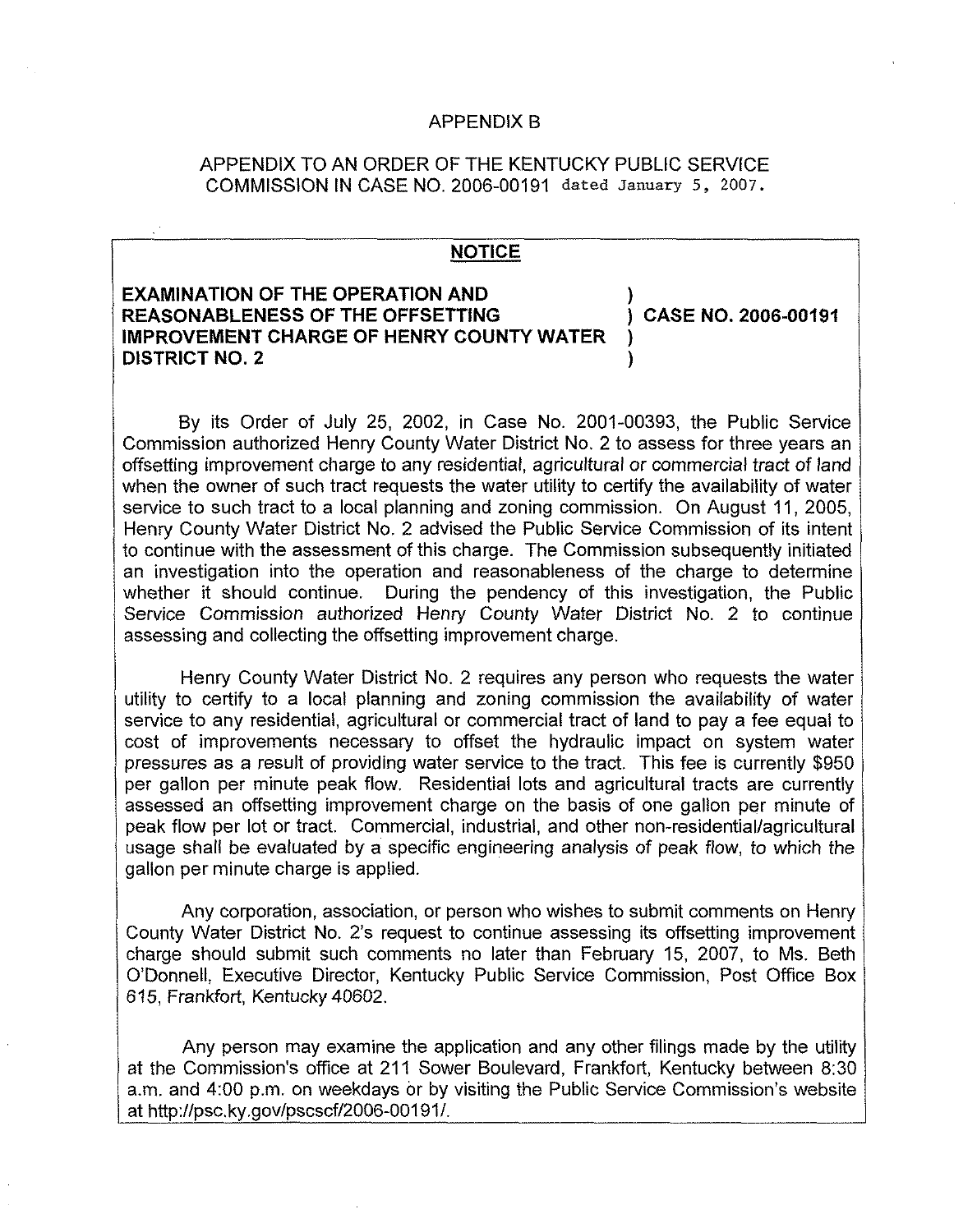APPENDIX B

APPENDIX TO AN ORDER OF THE KENTUCKY PUBLIC SERVICE COMMISSION IN CASE NO. 2006-00191 dated January 5, 2007.

**NOTICE**

**EXAMINATION OF THE OPERATION AND REASONABLENESS OF THE OFFSETTING IMPROVEMENT CHARGE OF HENRY COUNTY WATER DISTRICT NO. 2** ) **CASE NO. 2006-00191**

By its Order of July 25, 2002, in Case No. 2001-00393, the Public Service Commission authorized Henry County Water District No. 2 to assess for three years an offsetting improvement charge to any residential, agricultural or commercial tract of land when the owner of such tract requests the water utility to certify the availability of water service to such tract to a local planning and zoning commission. On August 11, 2005, Henry County Water District No. 2 advised the Public Service Commission of its intent to continue with the assessment of this charge. The Commission subsequently initiated an investigation into the operation and reasonableness of the charge to determine whether it should continue. During the pendency of this investigation, the Public Service Commission authorized Henry County Water District No. 2 to continue assessing and collecting the offsetting improvement charge.

Henry County Water District No. 2 requires any person who requests the water utility to certify to a local planning and zoning commission the availability of water service to any residential, agricultural or commercial tract of land to pay a fee equal to cost of improvements necessary to offset the hydraulic impact on system water pressures as a result of providing water service to the tract. This fee is currently $950 per gallon per minute peak flow. Residential lots and agricultural tracts are currently assessed an offsetting improvement charge on the basis of one gallon per minute of peak flow per lot or tract. Commercial, industrial, and other non-residential/agricultural usage shall be evaluated by a specific engineering analysis of peak flow, to which the gallon per minute charge is applied.

Any corporation, association, or person who wishes to submit comments on Henry County Water District No. 2's request to continue assessing its offsetting improvement charge should submit such comments no later than February 15, 2007, to Ms. Beth O'Donnell, Executive Director, Kentucky Public Service Commission, Post Office Box 615, Frankfort, Kentucky 40602.

Any person may examine the application and any other filings made by the utility at the Commission's office at 211 Sower Boulevard, Frankfort, Kentucky between 8:30 a.m. and 4:00 p.m. on weekdays or by visiting the Public Service Commission's website at http://psc.ky.gov/pscscf/2006-00191/.